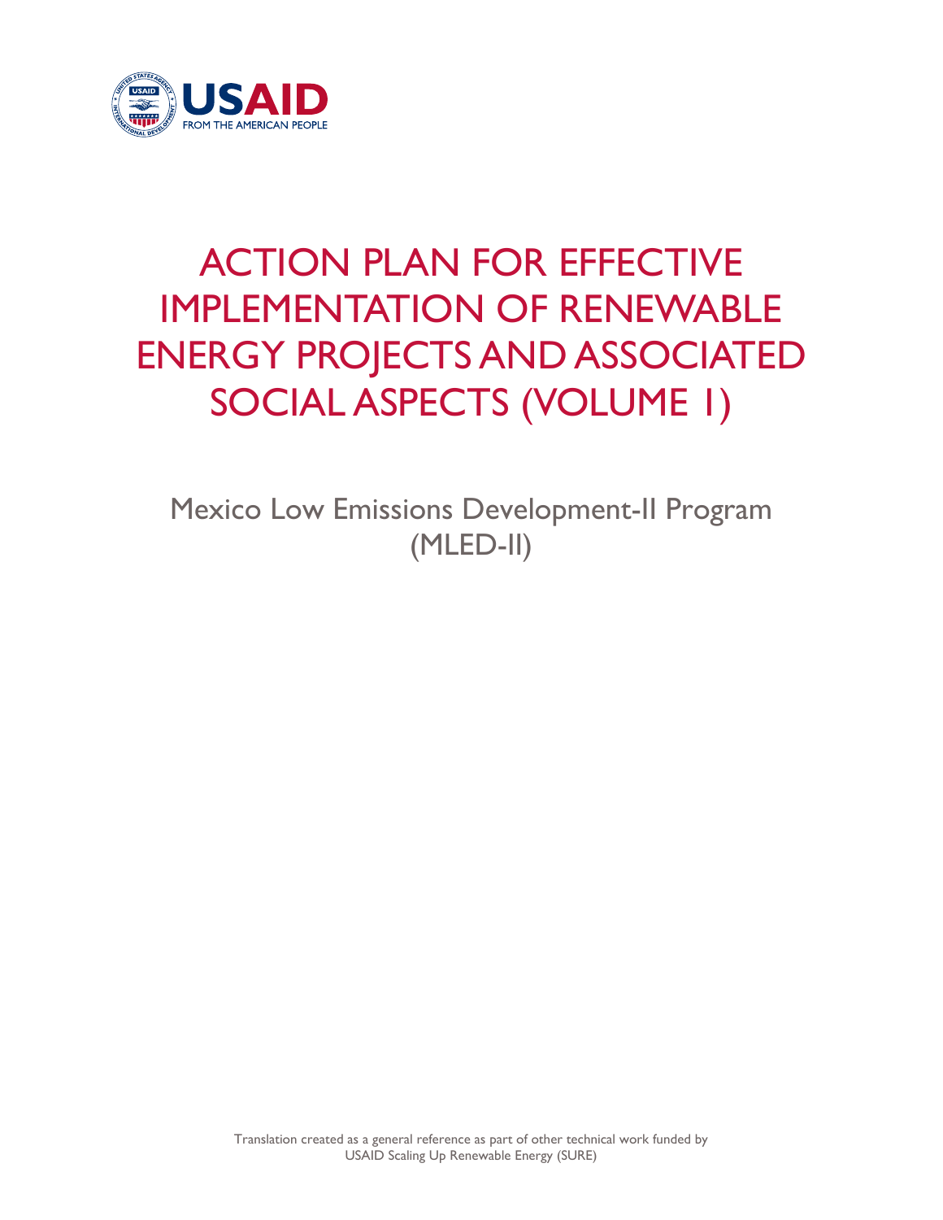# ACTION PLAN FOR EFFECTIVE IMPLEMENTATION OF RENEWABLE ENERGY PROJECTS AND ASSOCIATED SOCIAL ASPECTS (VOLUME 1)

Mexico Low Emissions Development-II Program (MLED-II)

Translation created as a general reference as part of other technical work funded by USAID Scaling Up Renewable Energy (SURE)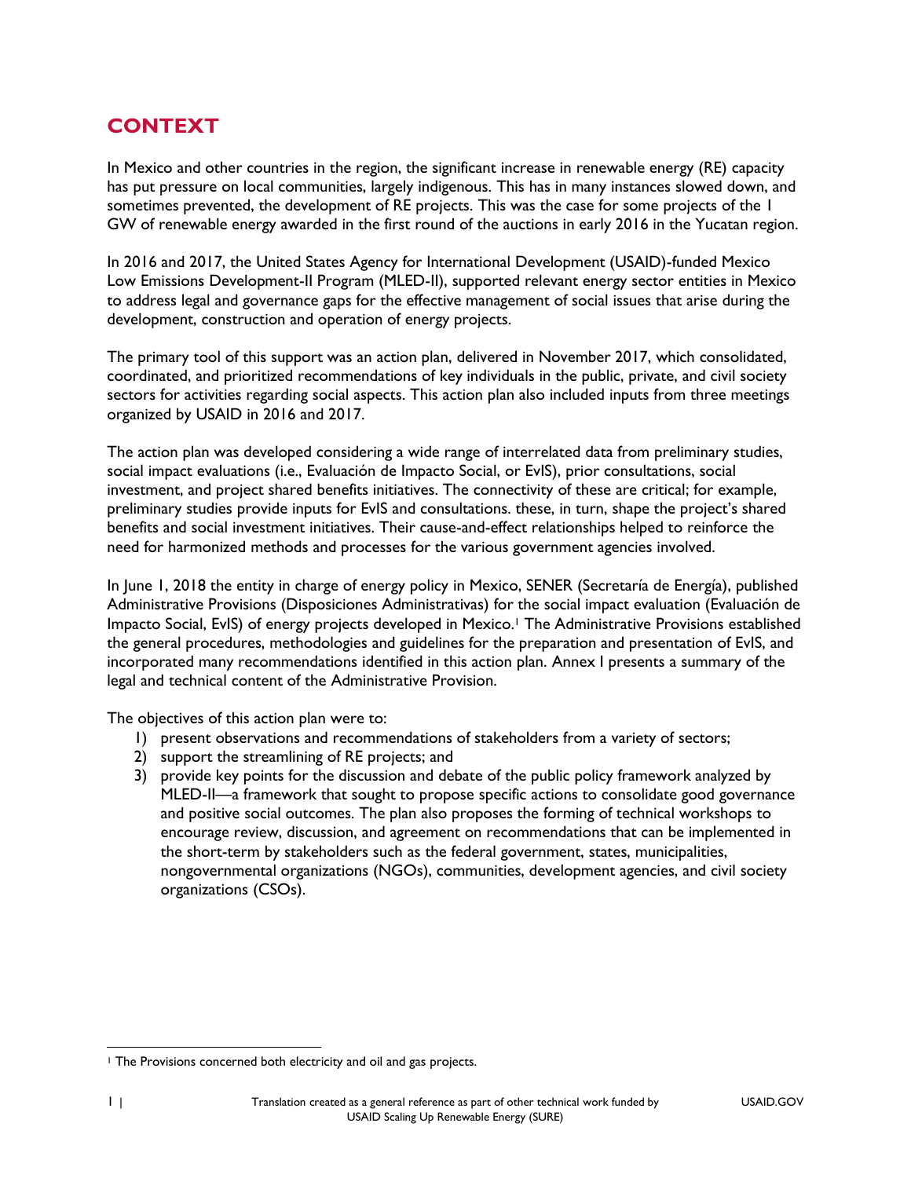## CONTEXT

In Mexico and other countries in the region, the significant increase in renewable energy (RE) capacity has put pressure on local communities, largely indigenous. This has in many instances slowed down, and sometimes prevented, the development of RE projects. This was the case for some projects of the 1 GW of renewable energy awarded in the first round of the auctions in early 2016 in the Yucatan region.

In 2016 and 2017, the United States Agency for International Development (USAID)-funded Mexico Low Emissions Development-II Program (MLED-II), supported relevant energy sector entities in Mexico to address legal and governance gaps for the effective management of social issues that arise during the development, construction and operation of energy projects.

The primary tool of this support was an action plan, delivered in November 2017, which consolidated, coordinated, and prioritized recommendations of key individuals in the public, private, and civil society sectors for activities regarding social aspects. This action plan also included inputs from three meetings organized by USAID in 2016 and 2017.

The action plan was developed considering a wide range of interrelated data from preliminary studies, social impact evaluations (i.e., Evaluación de Impacto Social, or EvIS), prior consultations, social investment, and project shared benefits initiatives. The connectivity of these are critical; for example, preliminary studies provide inputs for EvIS and consultations. these, in turn, shape the project's shared benefits and social investment initiatives. Their cause-and-effect relationships helped to reinforce the need for harmonized methods and processes for the various government agencies involved.

In June 1, 2018 the entity in charge of energy policy in Mexico, SENER (Secretaría de Energía), published Administrative Provisions (Disposiciones Administrativas) for the social impact evaluation (Evaluación de Impacto Social, EvIS) of energy projects developed in Mexico.[1] The Administrative Provisions established the general procedures, methodologies and guidelines for the preparation and presentation of EvIS, and incorporated many recommendations identified in this action plan. Annex I presents a summary of the legal and technical content of the Administrative Provision.

The objectives of this action plan were to:

1) present observations and recommendations of stakeholders from a variety of sectors;
2) support the streamlining of RE projects; and
3) provide key points for the discussion and debate of the public policy framework analyzed by MLED-II—a framework that sought to propose specific actions to consolidate good governance and positive social outcomes. The plan also proposes the forming of technical workshops to encourage review, discussion, and agreement on recommendations that can be implemented in the short-term by stakeholders such as the federal government, states, municipalities, nongovernmental organizations (NGOs), communities, development agencies, and civil society organizations (CSOs).

[1] The Provisions concerned both electricity and oil and gas projects.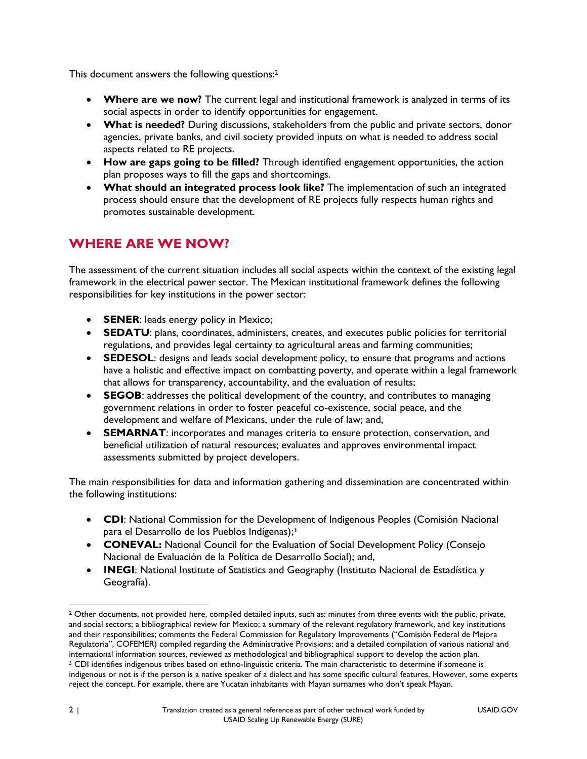This document answers the following questions:[2]

- **Where are we now?** The current legal and institutional framework is analyzed in terms of its social aspects in order to identify opportunities for engagement.
- **What is needed?** During discussions, stakeholders from the public and private sectors, donor agencies, private banks, and civil society provided inputs on what is needed to address social aspects related to RE projects.
- **How are gaps going to be filled?** Through identified engagement opportunities, the action plan proposes ways to fill the gaps and shortcomings.
- **What should an integrated process look like?** The implementation of such an integrated process should ensure that the development of RE projects fully respects human rights and promotes sustainable development.

## WHERE ARE WE NOW?

The assessment of the current situation includes all social aspects within the context of the existing legal framework in the electrical power sector. The Mexican institutional framework defines the following responsibilities for key institutions in the power sector:

- **SENER**: leads energy policy in Mexico;
- **SEDATU**: plans, coordinates, administers, creates, and executes public policies for territorial regulations, and provides legal certainty to agricultural areas and farming communities;
- **SEDESOL**: designs and leads social development policy, to ensure that programs and actions have a holistic and effective impact on combatting poverty, and operate within a legal framework that allows for transparency, accountability, and the evaluation of results;
- **SEGOB**: addresses the political development of the country, and contributes to managing government relations in order to foster peaceful co-existence, social peace, and the development and welfare of Mexicans, under the rule of law; and,
- **SEMARNAT**: incorporates and manages criteria to ensure protection, conservation, and beneficial utilization of natural resources; evaluates and approves environmental impact assessments submitted by project developers.

The main responsibilities for data and information gathering and dissemination are concentrated within the following institutions:

- **CDI**: National Commission for the Development of Indigenous Peoples (Comisión Nacional para el Desarrollo de los Pueblos Indígenas);[3]
- **CONEVAL:** National Council for the Evaluation of Social Development Policy (Consejo Nacional de Evaluación de la Política de Desarrollo Social); and,
- **INEGI**: National Institute of Statistics and Geography (Instituto Nacional de Estadística y Geografía).

---

[2] Other documents, not provided here, compiled detailed inputs, such as: minutes from three events with the public, private, and social sectors; a bibliographical review for Mexico; a summary of the relevant regulatory framework, and key institutions and their responsibilities; comments the Federal Commission for Regulatory Improvements ("Comisión Federal de Mejora Regulatoria", COFEMER) compiled regarding the Administrative Provisions; and a detailed compilation of various national and international information sources, reviewed as methodological and bibliographical support to develop the action plan.

[3] CDI identifies indigenous tribes based on ethno-linguistic criteria. The main characteristic to determine if someone is indigenous or not is if the person is a native speaker of a dialect and has some specific cultural features. However, some experts reject the concept. For example, there are Yucatan inhabitants with Mayan surnames who don't speak Mayan.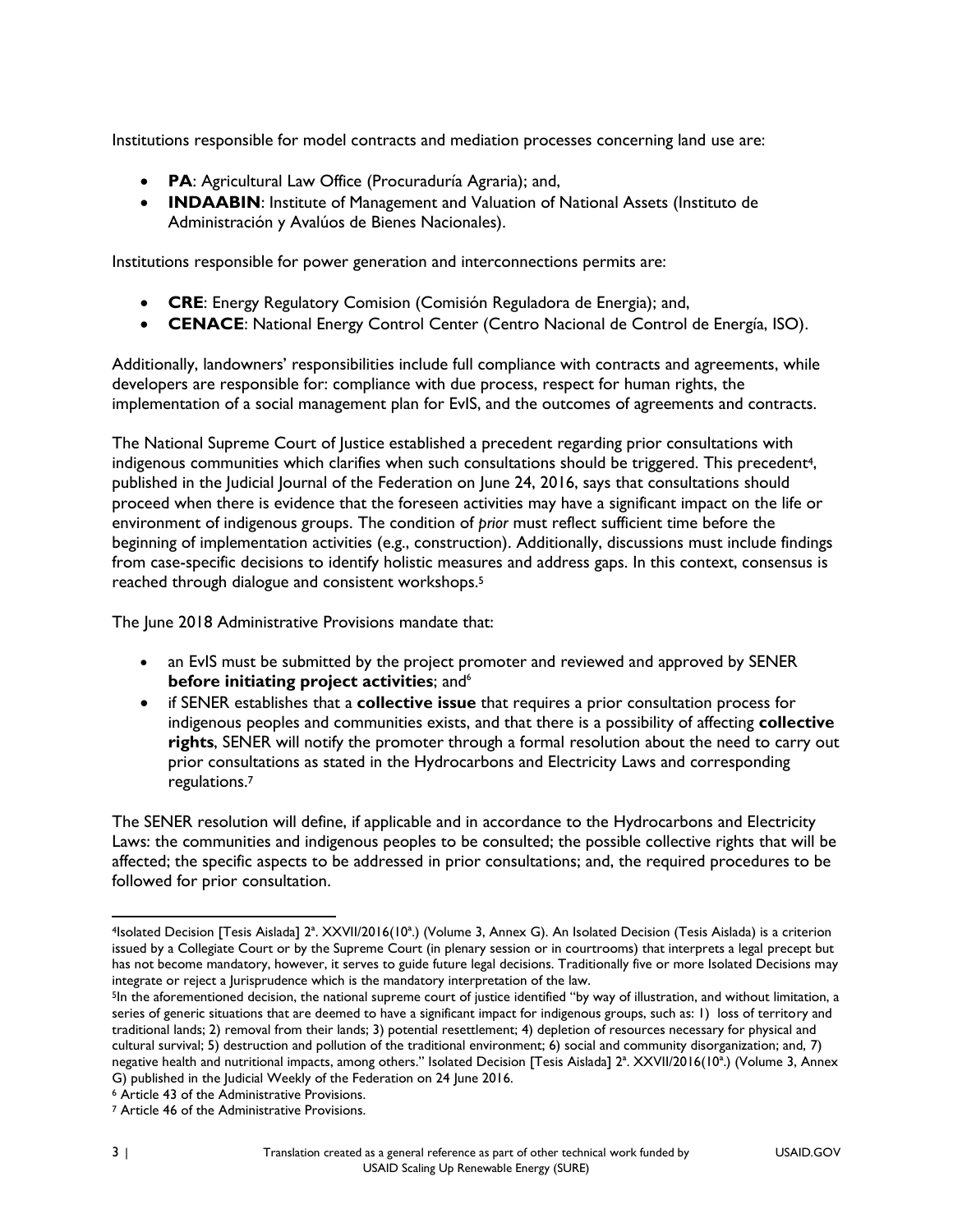Institutions responsible for model contracts and mediation processes concerning land use are:

- **PA**: Agricultural Law Office (Procuraduría Agraria); and,
- **INDAABIN**: Institute of Management and Valuation of National Assets (Instituto de Administración y Avalúos de Bienes Nacionales).

Institutions responsible for power generation and interconnections permits are:

- **CRE**: Energy Regulatory Comision (Comisión Reguladora de Energia); and,
- **CENACE**: National Energy Control Center (Centro Nacional de Control de Energía, ISO).

Additionally, landowners' responsibilities include full compliance with contracts and agreements, while developers are responsible for: compliance with due process, respect for human rights, the implementation of a social management plan for EvIS, and the outcomes of agreements and contracts.

The National Supreme Court of Justice established a precedent regarding prior consultations with indigenous communities which clarifies when such consultations should be triggered. This precedent[4], published in the Judicial Journal of the Federation on June 24, 2016, says that consultations should proceed when there is evidence that the foreseen activities may have a significant impact on the life or environment of indigenous groups. The condition of *prior* must reflect sufficient time before the beginning of implementation activities (e.g., construction). Additionally, discussions must include findings from case-specific decisions to identify holistic measures and address gaps. In this context, consensus is reached through dialogue and consistent workshops.[5]

The June 2018 Administrative Provisions mandate that:

- an EvIS must be submitted by the project promoter and reviewed and approved by SENER **before initiating project activities**; and[6]
- if SENER establishes that a **collective issue** that requires a prior consultation process for indigenous peoples and communities exists, and that there is a possibility of affecting **collective rights**, SENER will notify the promoter through a formal resolution about the need to carry out prior consultations as stated in the Hydrocarbons and Electricity Laws and corresponding regulations.[7]

The SENER resolution will define, if applicable and in accordance to the Hydrocarbons and Electricity Laws: the communities and indigenous peoples to be consulted; the possible collective rights that will be affected; the specific aspects to be addressed in prior consultations; and, the required procedures to be followed for prior consultation.

---

[4] Isolated Decision [Tesis Aislada] 2ª. XXVII/2016(10ª.) (Volume 3, Annex G). An Isolated Decision (Tesis Aislada) is a criterion issued by a Collegiate Court or by the Supreme Court (in plenary session or in courtrooms) that interprets a legal precept but has not become mandatory, however, it serves to guide future legal decisions. Traditionally five or more Isolated Decisions may integrate or reject a Jurisprudence which is the mandatory interpretation of the law.

[5] In the aforementioned decision, the national supreme court of justice identified "by way of illustration, and without limitation, a series of generic situations that are deemed to have a significant impact for indigenous groups, such as: 1) loss of territory and traditional lands; 2) removal from their lands; 3) potential resettlement; 4) depletion of resources necessary for physical and cultural survival; 5) destruction and pollution of the traditional environment; 6) social and community disorganization; and, 7) negative health and nutritional impacts, among others." Isolated Decision [Tesis Aislada] 2ª. XXVII/2016(10ª.) (Volume 3, Annex G) published in the Judicial Weekly of the Federation on 24 June 2016.

[6] Article 43 of the Administrative Provisions.

[7] Article 46 of the Administrative Provisions.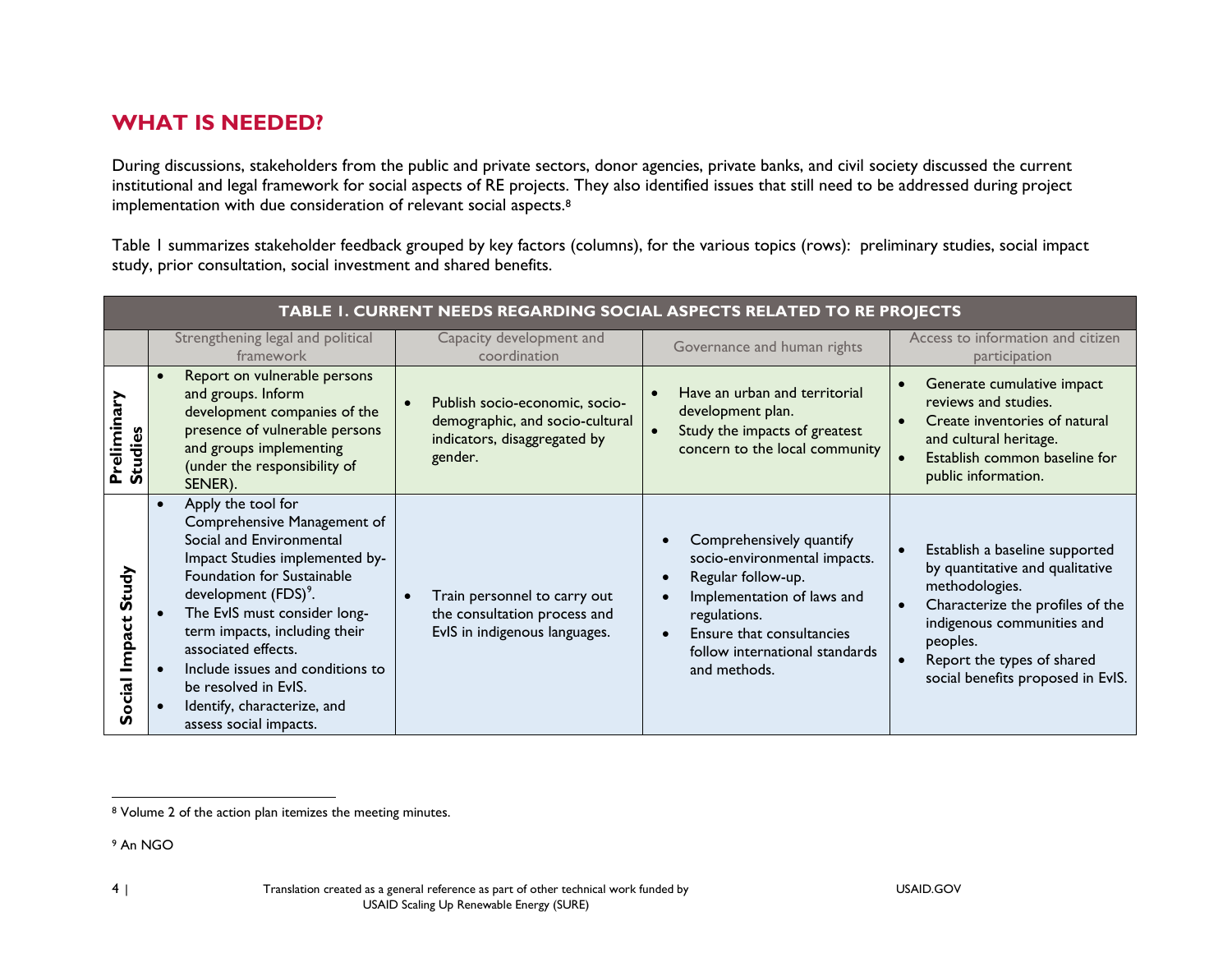## WHAT IS NEEDED?

During discussions, stakeholders from the public and private sectors, donor agencies, private banks, and civil society discussed the current institutional and legal framework for social aspects of RE projects. They also identified issues that still need to be addressed during project implementation with due consideration of relevant social aspects.[8]

Table 1 summarizes stakeholder feedback grouped by key factors (columns), for the various topics (rows): preliminary studies, social impact study, prior consultation, social investment and shared benefits.

| TABLE 1. CURRENT NEEDS REGARDING SOCIAL ASPECTS RELATED TO RE PROJECTS | | | | |
|---|---|---|---|---|
| | Strengthening legal and political framework | Capacity development and coordination | Governance and human rights | Access to information and citizen participation |
| **Preliminary Studies** | • Report on vulnerable persons and groups. Inform development companies of the presence of vulnerable persons and groups implementing (under the responsibility of SENER). | • Publish socio-economic, socio-demographic, and socio-cultural indicators, disaggregated by gender. | • Have an urban and territorial development plan.<br>• Study the impacts of greatest concern to the local community | • Generate cumulative impact reviews and studies.<br>• Create inventories of natural and cultural heritage.<br>• Establish common baseline for public information. |
| **Social Impact Study** | • Apply the tool for Comprehensive Management of Social and Environmental Impact Studies implemented by-Foundation for Sustainable development (FDS)[9].<br>• The EvIS must consider long-term impacts, including their associated effects.<br>• Include issues and conditions to be resolved in EvIS.<br>• Identify, characterize, and assess social impacts. | • Train personnel to carry out the consultation process and EvIS in indigenous languages. | • Comprehensively quantify socio-environmental impacts.<br>• Regular follow-up.<br>• Implementation of laws and regulations.<br>• Ensure that consultancies follow international standards and methods. | • Establish a baseline supported by quantitative and qualitative methodologies.<br>• Characterize the profiles of the indigenous communities and peoples.<br>• Report the types of shared social benefits proposed in EvIS. |

[8] Volume 2 of the action plan itemizes the meeting minutes.

[9] An NGO

Translation created as a general reference as part of other technical work funded by USAID Scaling Up Renewable Energy (SURE)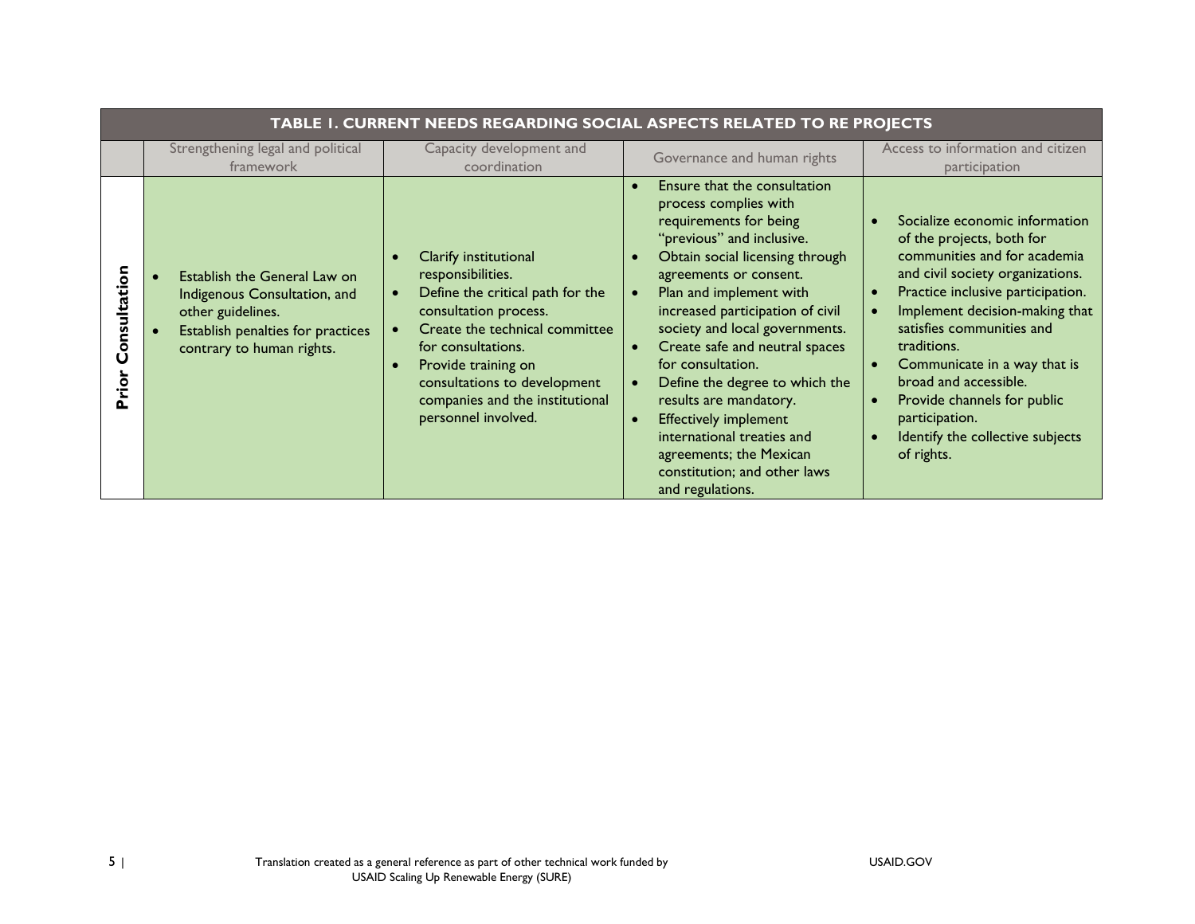| TABLE 1. CURRENT NEEDS REGARDING SOCIAL ASPECTS RELATED TO RE PROJECTS | | | | |
|---|---|---|---|---|
| | Strengthening legal and political framework | Capacity development and coordination | Governance and human rights | Access to information and citizen participation |
| **Prior Consultation** | • Establish the General Law on Indigenous Consultation, and other guidelines.<br>• Establish penalties for practices contrary to human rights. | • Clarify institutional responsibilities.<br>• Define the critical path for the consultation process.<br>• Create the technical committee for consultations.<br>• Provide training on consultations to development companies and the institutional personnel involved. | • Ensure that the consultation process complies with requirements for being "previous" and inclusive.<br>• Obtain social licensing through agreements or consent.<br>• Plan and implement with increased participation of civil society and local governments.<br>• Create safe and neutral spaces for consultation.<br>• Define the degree to which the results are mandatory.<br>• Effectively implement international treaties and agreements; the Mexican constitution; and other laws and regulations. | • Socialize economic information of the projects, both for communities and for academia and civil society organizations.<br>• Practice inclusive participation.<br>• Implement decision-making that satisfies communities and traditions.<br>• Communicate in a way that is broad and accessible.<br>• Provide channels for public participation.<br>• Identify the collective subjects of rights. |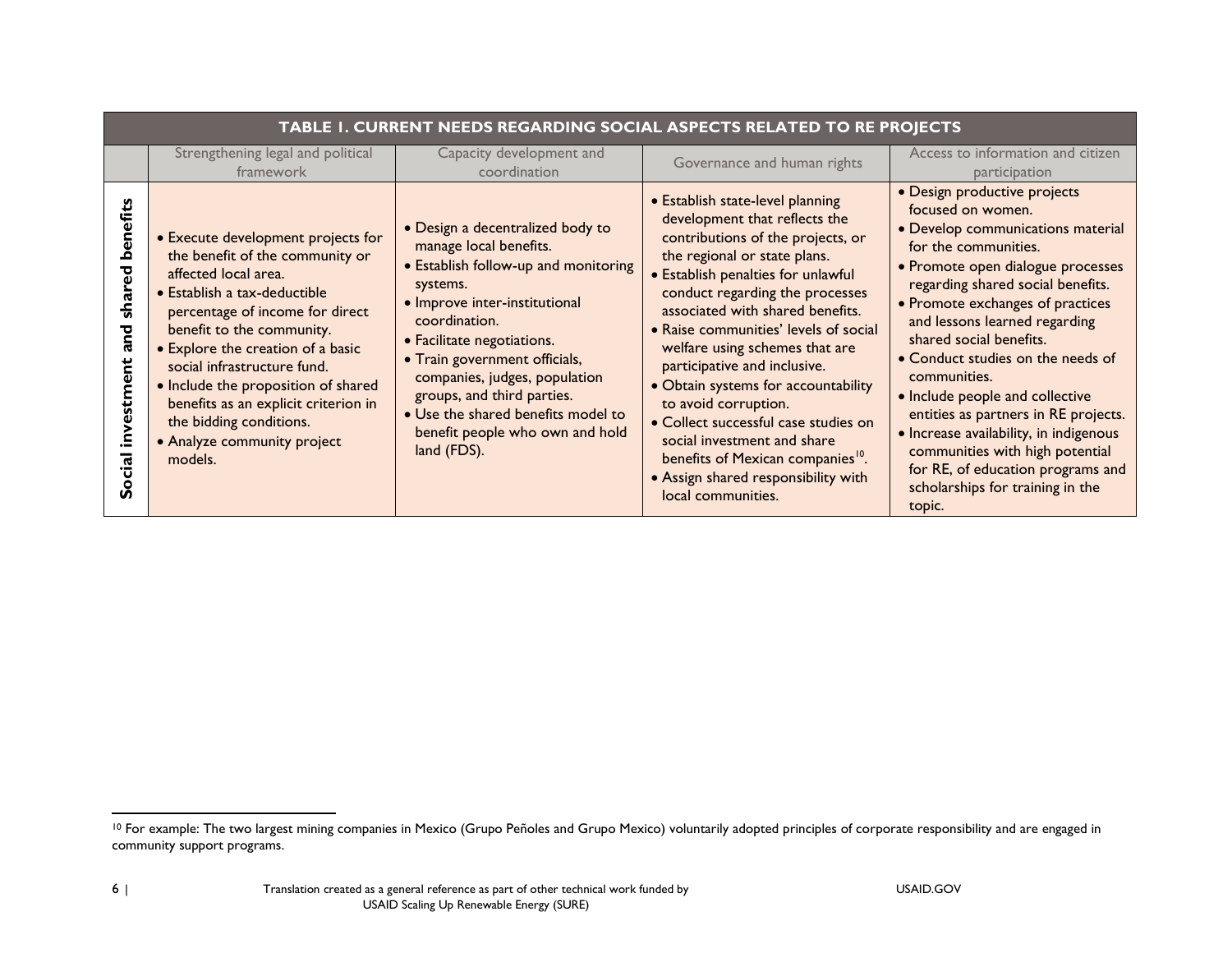| TABLE 1. CURRENT NEEDS REGARDING SOCIAL ASPECTS RELATED TO RE PROJECTS | | | | |
|---|---|---|---|---|
| | Strengthening legal and political framework | Capacity development and coordination | Governance and human rights | Access to information and citizen participation |
| **Social investment and shared benefits** | • Execute development projects for the benefit of the community or affected local area.<br>• Establish a tax-deductible percentage of income for direct benefit to the community.<br>• Explore the creation of a basic social infrastructure fund.<br>• Include the proposition of shared benefits as an explicit criterion in the bidding conditions.<br>• Analyze community project models. | • Design a decentralized body to manage local benefits.<br>• Establish follow-up and monitoring systems.<br>• Improve inter-institutional coordination.<br>• Facilitate negotiations.<br>• Train government officials, companies, judges, population groups, and third parties.<br>• Use the shared benefits model to benefit people who own and hold land (FDS). | • Establish state-level planning development that reflects the contributions of the projects, or the regional or state plans.<br>• Establish penalties for unlawful conduct regarding the processes associated with shared benefits.<br>• Raise communities' levels of social welfare using schemes that are participative and inclusive.<br>• Obtain systems for accountability to avoid corruption.<br>• Collect successful case studies on social investment and share benefits of Mexican companies[10].<br>• Assign shared responsibility with local communities. | • Design productive projects focused on women.<br>• Develop communications material for the communities.<br>• Promote open dialogue processes regarding shared social benefits.<br>• Promote exchanges of practices and lessons learned regarding shared social benefits.<br>• Conduct studies on the needs of communities.<br>• Include people and collective entities as partners in RE projects.<br>• Increase availability, in indigenous communities with high potential for RE, of education programs and scholarships for training in the topic. |

[10] For example: The two largest mining companies in Mexico (Grupo Peñoles and Grupo Mexico) voluntarily adopted principles of corporate responsibility and are engaged in community support programs.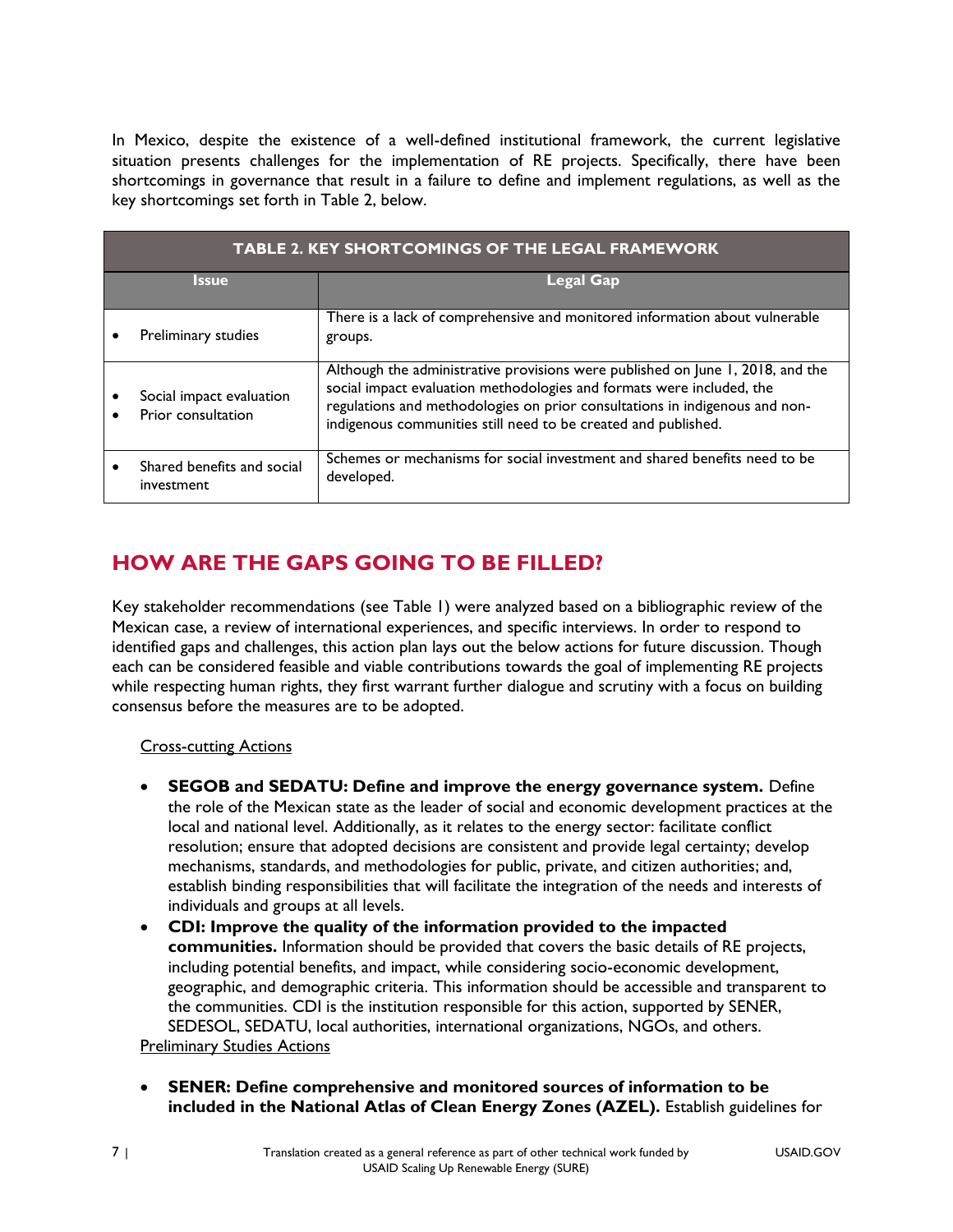In Mexico, despite the existence of a well-defined institutional framework, the current legislative situation presents challenges for the implementation of RE projects. Specifically, there have been shortcomings in governance that result in a failure to define and implement regulations, as well as the key shortcomings set forth in Table 2, below.

**TABLE 2. KEY SHORTCOMINGS OF THE LEGAL FRAMEWORK**

| Issue | Legal Gap |
|---|---|
| • Preliminary studies | There is a lack of comprehensive and monitored information about vulnerable groups. |
| • Social impact evaluation<br>• Prior consultation | Although the administrative provisions were published on June 1, 2018, and the social impact evaluation methodologies and formats were included, the regulations and methodologies on prior consultations in indigenous and non-indigenous communities still need to be created and published. |
| • Shared benefits and social investment | Schemes or mechanisms for social investment and shared benefits need to be developed. |

## HOW ARE THE GAPS GOING TO BE FILLED?

Key stakeholder recommendations (see Table 1) were analyzed based on a bibliographic review of the Mexican case, a review of international experiences, and specific interviews. In order to respond to identified gaps and challenges, this action plan lays out the below actions for future discussion. Though each can be considered feasible and viable contributions towards the goal of implementing RE projects while respecting human rights, they first warrant further dialogue and scrutiny with a focus on building consensus before the measures are to be adopted.

Cross-cutting Actions

- **SEGOB and SEDATU: Define and improve the energy governance system.** Define the role of the Mexican state as the leader of social and economic development practices at the local and national level. Additionally, as it relates to the energy sector: facilitate conflict resolution; ensure that adopted decisions are consistent and provide legal certainty; develop mechanisms, standards, and methodologies for public, private, and citizen authorities; and, establish binding responsibilities that will facilitate the integration of the needs and interests of individuals and groups at all levels.
- **CDI: Improve the quality of the information provided to the impacted communities.** Information should be provided that covers the basic details of RE projects, including potential benefits, and impact, while considering socio-economic development, geographic, and demographic criteria. This information should be accessible and transparent to the communities. CDI is the institution responsible for this action, supported by SENER, SEDESOL, SEDATU, local authorities, international organizations, NGOs, and others.

Preliminary Studies Actions

- **SENER: Define comprehensive and monitored sources of information to be included in the National Atlas of Clean Energy Zones (AZEL).** Establish guidelines for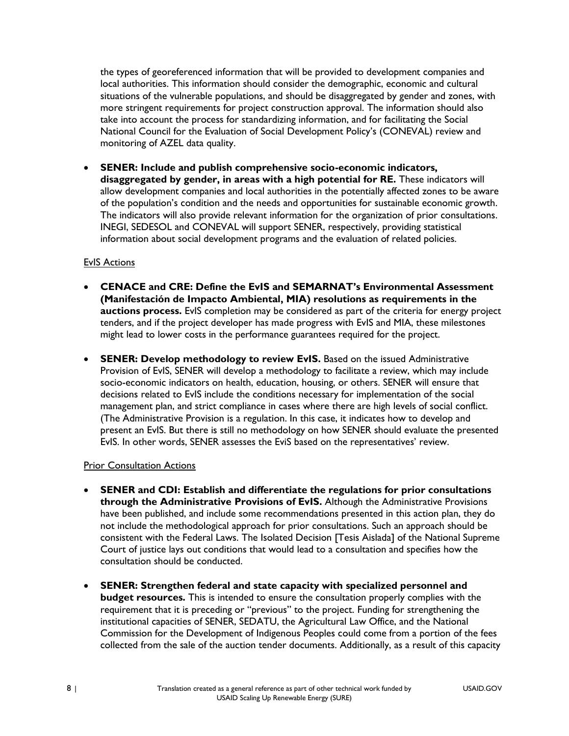the types of georeferenced information that will be provided to development companies and local authorities. This information should consider the demographic, economic and cultural situations of the vulnerable populations, and should be disaggregated by gender and zones, with more stringent requirements for project construction approval. The information should also take into account the process for standardizing information, and for facilitating the Social National Council for the Evaluation of Social Development Policy's (CONEVAL) review and monitoring of AZEL data quality.

- **SENER: Include and publish comprehensive socio-economic indicators, disaggregated by gender, in areas with a high potential for RE.** These indicators will allow development companies and local authorities in the potentially affected zones to be aware of the population's condition and the needs and opportunities for sustainable economic growth. The indicators will also provide relevant information for the organization of prior consultations. INEGI, SEDESOL and CONEVAL will support SENER, respectively, providing statistical information about social development programs and the evaluation of related policies.

EvIS Actions

- **CENACE and CRE: Define the EvIS and SEMARNAT's Environmental Assessment (Manifestación de Impacto Ambiental, MIA) resolutions as requirements in the auctions process.** EvIS completion may be considered as part of the criteria for energy project tenders, and if the project developer has made progress with EvIS and MIA, these milestones might lead to lower costs in the performance guarantees required for the project.

- **SENER: Develop methodology to review EvIS.** Based on the issued Administrative Provision of EvIS, SENER will develop a methodology to facilitate a review, which may include socio-economic indicators on health, education, housing, or others. SENER will ensure that decisions related to EvIS include the conditions necessary for implementation of the social management plan, and strict compliance in cases where there are high levels of social conflict. (The Administrative Provision is a regulation. In this case, it indicates how to develop and present an EvIS. But there is still no methodology on how SENER should evaluate the presented EvIS. In other words, SENER assesses the EviS based on the representatives' review.

Prior Consultation Actions

- **SENER and CDI: Establish and differentiate the regulations for prior consultations through the Administrative Provisions of EvIS.** Although the Administrative Provisions have been published, and include some recommendations presented in this action plan, they do not include the methodological approach for prior consultations. Such an approach should be consistent with the Federal Laws. The Isolated Decision [Tesis Aislada] of the National Supreme Court of justice lays out conditions that would lead to a consultation and specifies how the consultation should be conducted.

- **SENER: Strengthen federal and state capacity with specialized personnel and budget resources.** This is intended to ensure the consultation properly complies with the requirement that it is preceding or "previous" to the project. Funding for strengthening the institutional capacities of SENER, SEDATU, the Agricultural Law Office, and the National Commission for the Development of Indigenous Peoples could come from a portion of the fees collected from the sale of the auction tender documents. Additionally, as a result of this capacity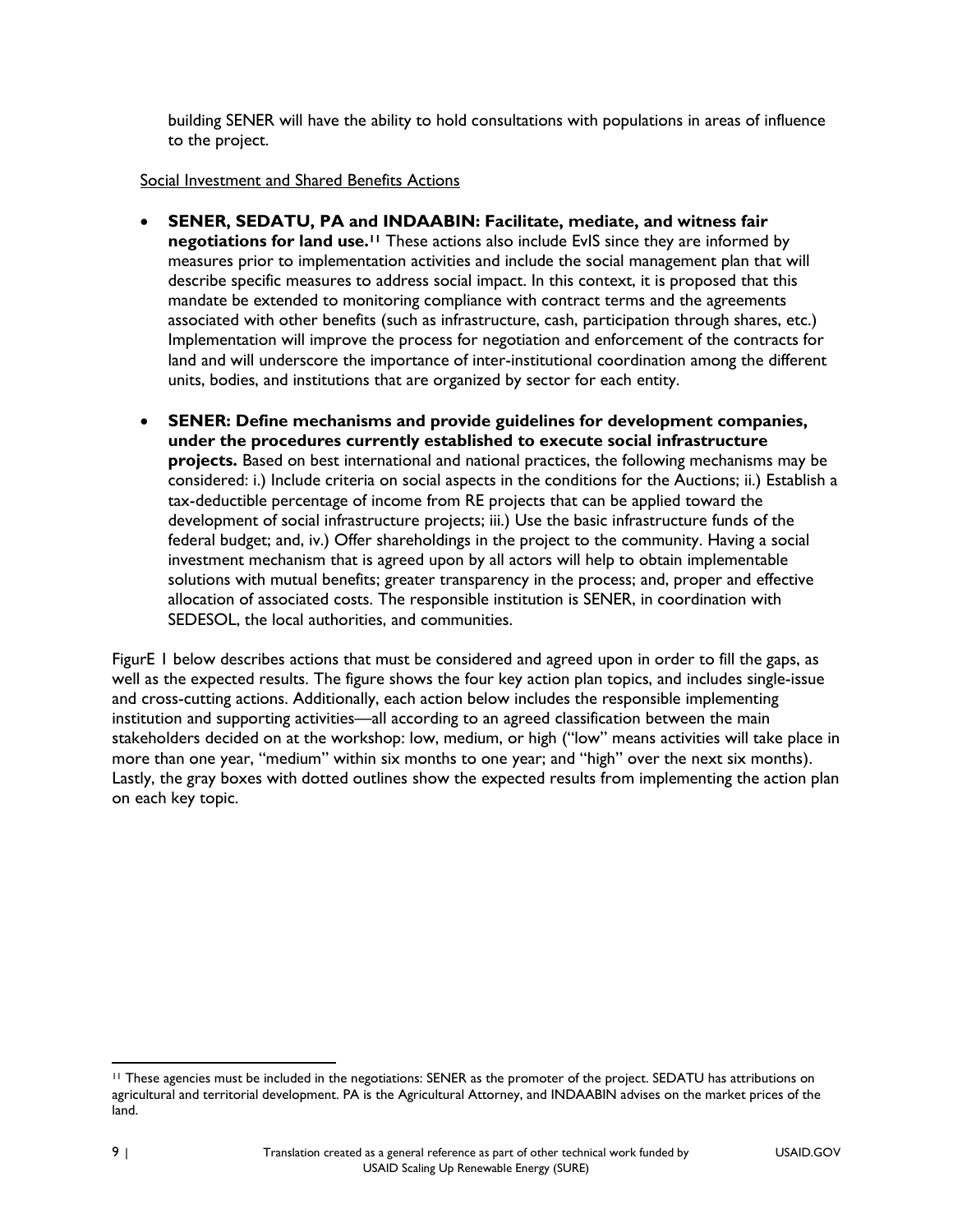building SENER will have the ability to hold consultations with populations in areas of influence to the project.

Social Investment and Shared Benefits Actions

- **SENER, SEDATU, PA and INDAABIN: Facilitate, mediate, and witness fair negotiations for land use.**[11] These actions also include EvIS since they are informed by measures prior to implementation activities and include the social management plan that will describe specific measures to address social impact. In this context, it is proposed that this mandate be extended to monitoring compliance with contract terms and the agreements associated with other benefits (such as infrastructure, cash, participation through shares, etc.) Implementation will improve the process for negotiation and enforcement of the contracts for land and will underscore the importance of inter-institutional coordination among the different units, bodies, and institutions that are organized by sector for each entity.

- **SENER: Define mechanisms and provide guidelines for development companies, under the procedures currently established to execute social infrastructure projects.** Based on best international and national practices, the following mechanisms may be considered: i.) Include criteria on social aspects in the conditions for the Auctions; ii.) Establish a tax-deductible percentage of income from RE projects that can be applied toward the development of social infrastructure projects; iii.) Use the basic infrastructure funds of the federal budget; and, iv.) Offer shareholdings in the project to the community. Having a social investment mechanism that is agreed upon by all actors will help to obtain implementable solutions with mutual benefits; greater transparency in the process; and, proper and effective allocation of associated costs. The responsible institution is SENER, in coordination with SEDESOL, the local authorities, and communities.

FigurE 1 below describes actions that must be considered and agreed upon in order to fill the gaps, as well as the expected results. The figure shows the four key action plan topics, and includes single-issue and cross-cutting actions. Additionally, each action below includes the responsible implementing institution and supporting activities—all according to an agreed classification between the main stakeholders decided on at the workshop: low, medium, or high ("low" means activities will take place in more than one year, "medium" within six months to one year; and "high" over the next six months). Lastly, the gray boxes with dotted outlines show the expected results from implementing the action plan on each key topic.

[11] These agencies must be included in the negotiations: SENER as the promoter of the project. SEDATU has attributions on agricultural and territorial development. PA is the Agricultural Attorney, and INDAABIN advises on the market prices of the land.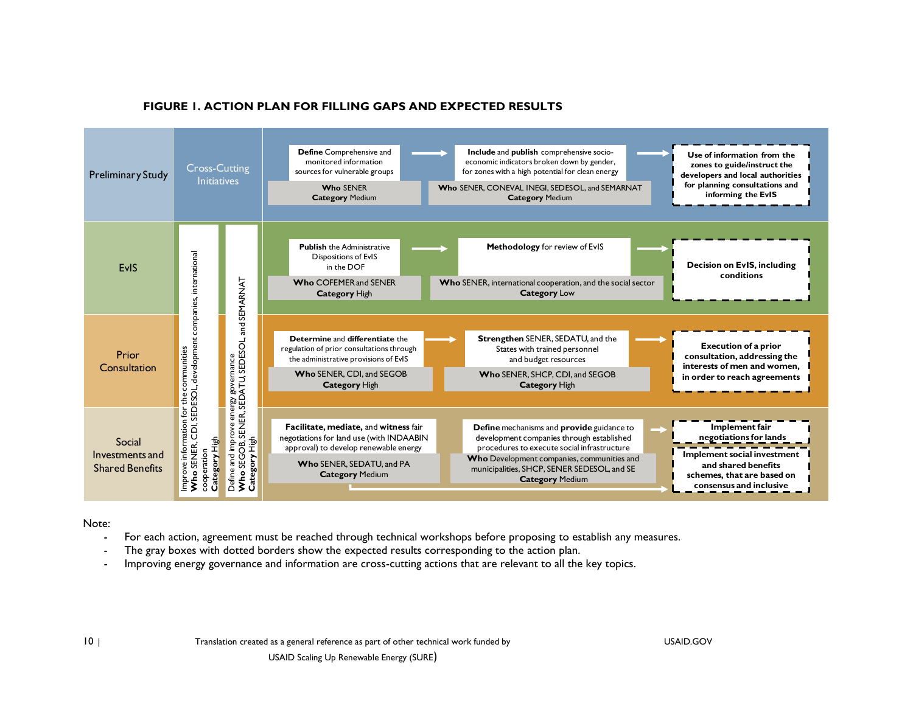**FIGURE 1. ACTION PLAN FOR FILLING GAPS AND EXPECTED RESULTS**

| Key Topic | Cross-Cutting Initiatives | Action 1 | Action 2 | Expected Result |
|---|---|---|---|---|
| Preliminary Study | | **Define** Comprehensive and monitored information sources for vulnerable groups<br>**Who** SENER<br>**Category** Medium | **Include** and **publish** comprehensive socio-economic indicators broken down by gender, for zones with a high potential for clean energy<br>**Who** SENER, CONEVAL INEGI, SEDESOL, and SEMARNAT<br>**Category** Medium | **Use of information from the zones to guide/instruct the developers and local authorities for planning consultations and informing the EvIS** |
| EvIS | | **Publish** the Administrative Dispositions of EvIS in the DOF<br>**Who** COFEMER and SENER<br>**Category** High | **Methodology** for review of EvIS<br>**Who** SENER, international cooperation, and the social sector<br>**Category** Low | **Decision on EvIS, including conditions** |
| Prior Consultation | | **Determine** and **differentiate** the regulation of prior consultations through the administrative provisions of EvIS<br>**Who** SENER, CDI, and SEGOB<br>**Category** High | **Strengthen** SENER, SEDATU, and the States with trained personnel and budget resources<br>**Who** SENER, SHCP, CDI, and SEGOB<br>**Category** High | **Execution of a prior consultation, addressing the interests of men and women, in order to reach agreements** |
| Social Investments and Shared Benefits | | **Facilitate, mediate,** and **witness** fair negotiations for land use (with INDAABIN approval) to develop renewable energy<br>**Who** SENER, SEDATU, and PA<br>**Category** Medium | **Define** mechanisms and **provide** guidance to development companies through established procedures to execute social infrastructure<br>**Who** Development companies, communities and municipalities, SHCP, SENER SEDESOL, and SE<br>**Category** Medium | **Implement fair negotiations for lands**<br>**Implement social investment and shared benefits schemes, that are based on consensus and inclusive** |

Cross-Cutting Initiatives (relevant to all key topics):

- Improve information for the communities; **Who** SENER, CDI, SEDESOL, development companies, international cooperation; **Category** High
- Define and improve energy governance; **Who** SEGOB, SENER, SEDATU, SEDESOL, and SEMARNAT; **Category** High

Note:

- For each action, agreement must be reached through technical workshops before proposing to establish any measures.
- The gray boxes with dotted borders show the expected results corresponding to the action plan.
- Improving energy governance and information are cross-cutting actions that are relevant to all the key topics.

Translation created as a general reference as part of other technical work funded by USAID Scaling Up Renewable Energy (SURE)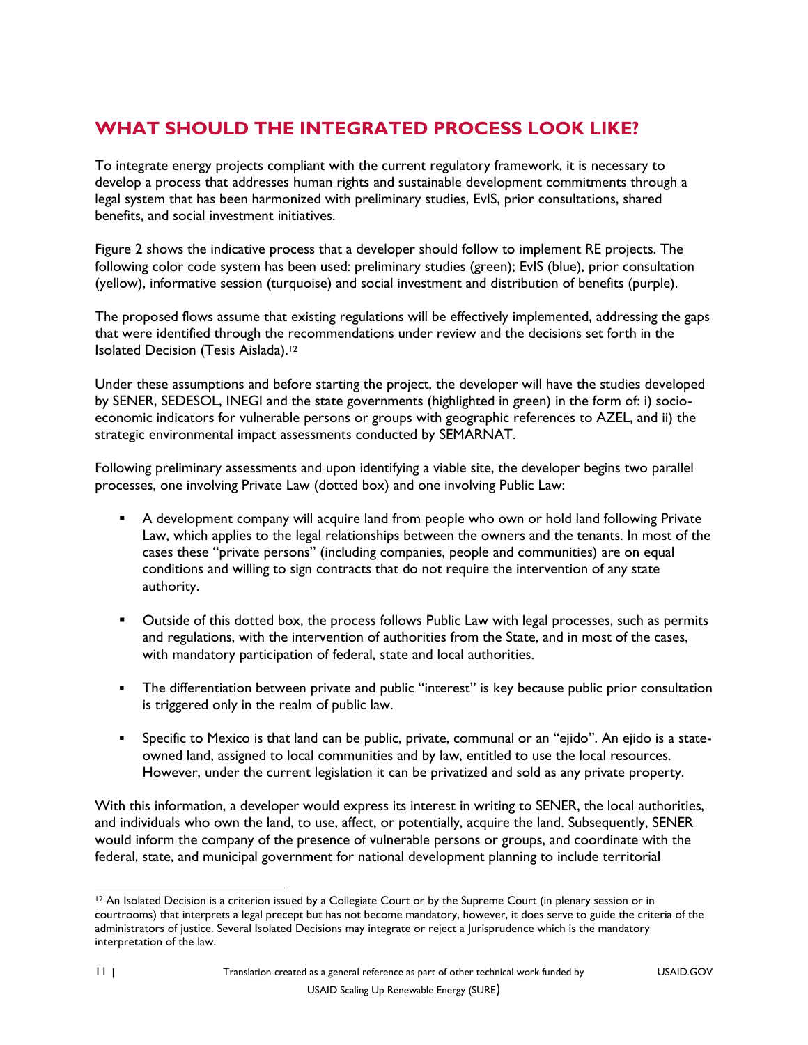## WHAT SHOULD THE INTEGRATED PROCESS LOOK LIKE?

To integrate energy projects compliant with the current regulatory framework, it is necessary to develop a process that addresses human rights and sustainable development commitments through a legal system that has been harmonized with preliminary studies, EvIS, prior consultations, shared benefits, and social investment initiatives.

Figure 2 shows the indicative process that a developer should follow to implement RE projects. The following color code system has been used: preliminary studies (green); EvIS (blue), prior consultation (yellow), informative session (turquoise) and social investment and distribution of benefits (purple).

The proposed flows assume that existing regulations will be effectively implemented, addressing the gaps that were identified through the recommendations under review and the decisions set forth in the Isolated Decision (Tesis Aislada).[12]

Under these assumptions and before starting the project, the developer will have the studies developed by SENER, SEDESOL, INEGI and the state governments (highlighted in green) in the form of: i) socio-economic indicators for vulnerable persons or groups with geographic references to AZEL, and ii) the strategic environmental impact assessments conducted by SEMARNAT.

Following preliminary assessments and upon identifying a viable site, the developer begins two parallel processes, one involving Private Law (dotted box) and one involving Public Law:

- A development company will acquire land from people who own or hold land following Private Law, which applies to the legal relationships between the owners and the tenants. In most of the cases these "private persons" (including companies, people and communities) are on equal conditions and willing to sign contracts that do not require the intervention of any state authority.
- Outside of this dotted box, the process follows Public Law with legal processes, such as permits and regulations, with the intervention of authorities from the State, and in most of the cases, with mandatory participation of federal, state and local authorities.
- The differentiation between private and public "interest" is key because public prior consultation is triggered only in the realm of public law.
- Specific to Mexico is that land can be public, private, communal or an "ejido". An ejido is a state-owned land, assigned to local communities and by law, entitled to use the local resources. However, under the current legislation it can be privatized and sold as any private property.

With this information, a developer would express its interest in writing to SENER, the local authorities, and individuals who own the land, to use, affect, or potentially, acquire the land. Subsequently, SENER would inform the company of the presence of vulnerable persons or groups, and coordinate with the federal, state, and municipal government for national development planning to include territorial

[12] An Isolated Decision is a criterion issued by a Collegiate Court or by the Supreme Court (in plenary session or in courtrooms) that interprets a legal precept but has not become mandatory, however, it does serve to guide the criteria of the administrators of justice. Several Isolated Decisions may integrate or reject a Jurisprudence which is the mandatory interpretation of the law.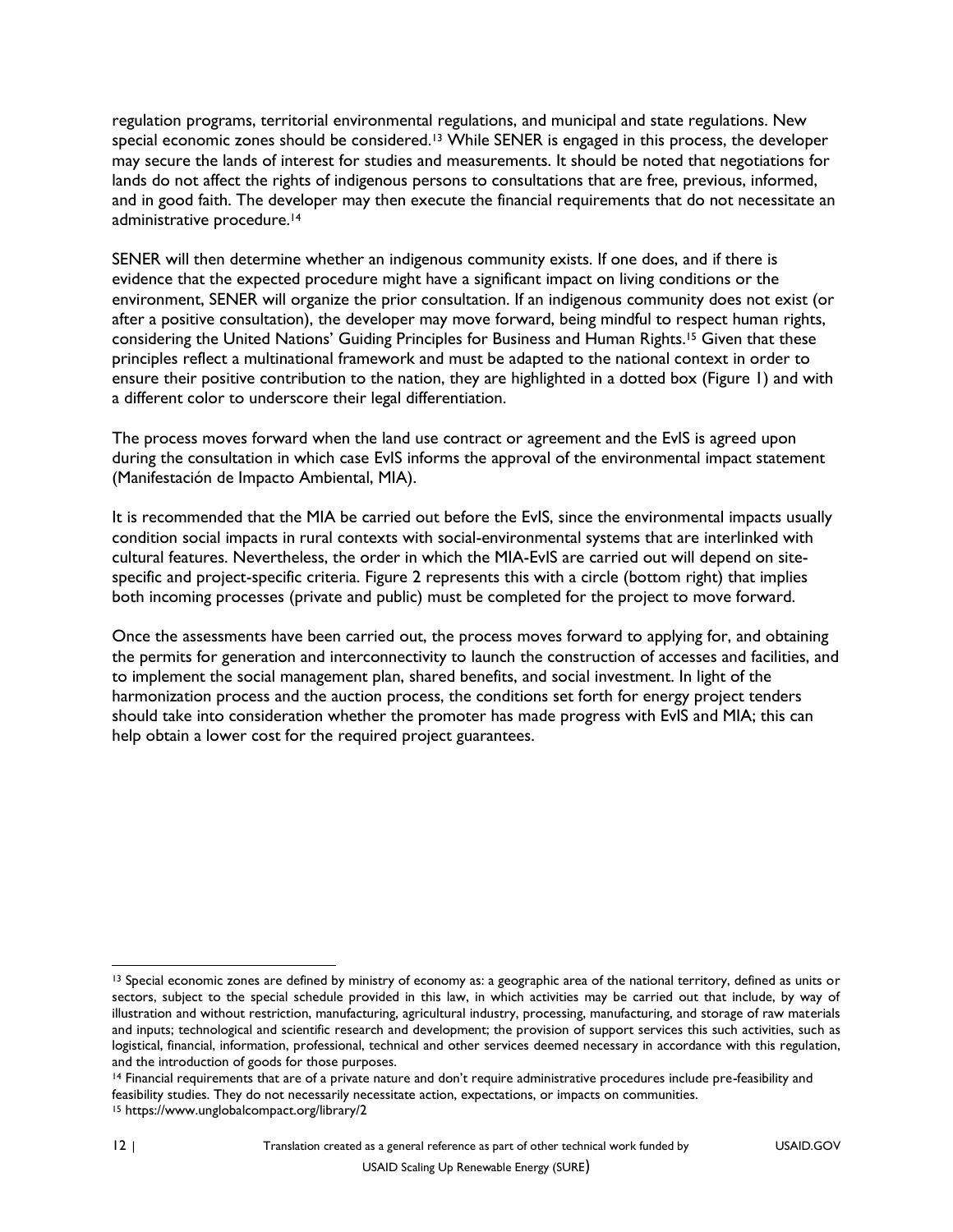regulation programs, territorial environmental regulations, and municipal and state regulations. New special economic zones should be considered.[13] While SENER is engaged in this process, the developer may secure the lands of interest for studies and measurements. It should be noted that negotiations for lands do not affect the rights of indigenous persons to consultations that are free, previous, informed, and in good faith. The developer may then execute the financial requirements that do not necessitate an administrative procedure.[14]

SENER will then determine whether an indigenous community exists. If one does, and if there is evidence that the expected procedure might have a significant impact on living conditions or the environment, SENER will organize the prior consultation. If an indigenous community does not exist (or after a positive consultation), the developer may move forward, being mindful to respect human rights, considering the United Nations' Guiding Principles for Business and Human Rights.[15] Given that these principles reflect a multinational framework and must be adapted to the national context in order to ensure their positive contribution to the nation, they are highlighted in a dotted box (Figure 1) and with a different color to underscore their legal differentiation.

The process moves forward when the land use contract or agreement and the EvIS is agreed upon during the consultation in which case EvIS informs the approval of the environmental impact statement (Manifestación de Impacto Ambiental, MIA).

It is recommended that the MIA be carried out before the EvIS, since the environmental impacts usually condition social impacts in rural contexts with social-environmental systems that are interlinked with cultural features. Nevertheless, the order in which the MIA-EvIS are carried out will depend on site-specific and project-specific criteria. Figure 2 represents this with a circle (bottom right) that implies both incoming processes (private and public) must be completed for the project to move forward.

Once the assessments have been carried out, the process moves forward to applying for, and obtaining the permits for generation and interconnectivity to launch the construction of accesses and facilities, and to implement the social management plan, shared benefits, and social investment. In light of the harmonization process and the auction process, the conditions set forth for energy project tenders should take into consideration whether the promoter has made progress with EvIS and MIA; this can help obtain a lower cost for the required project guarantees.

---

[13] Special economic zones are defined by ministry of economy as: a geographic area of the national territory, defined as units or sectors, subject to the special schedule provided in this law, in which activities may be carried out that include, by way of illustration and without restriction, manufacturing, agricultural industry, processing, manufacturing, and storage of raw materials and inputs; technological and scientific research and development; the provision of support services this such activities, such as logistical, financial, information, professional, technical and other services deemed necessary in accordance with this regulation, and the introduction of goods for those purposes.

[14] Financial requirements that are of a private nature and don't require administrative procedures include pre-feasibility and feasibility studies. They do not necessarily necessitate action, expectations, or impacts on communities.

[15] https://www.unglobalcompact.org/library/2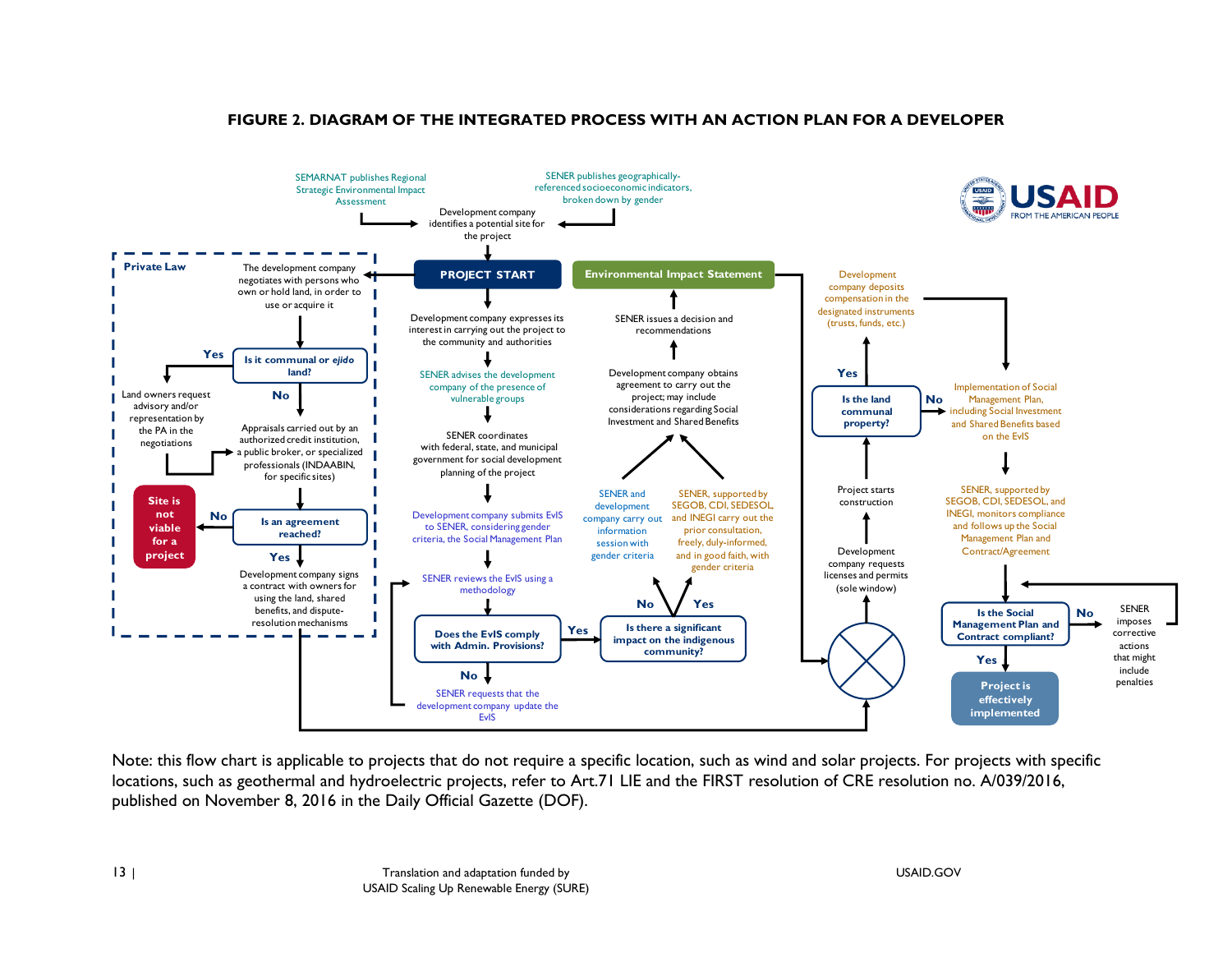**FIGURE 2. DIAGRAM OF THE INTEGRATED PROCESS WITH AN ACTION PLAN FOR A DEVELOPER**

SEMARNAT publishes Regional Strategic Environmental Impact Assessment

SENER publishes geographically-referenced socioeconomic indicators, broken down by gender

Development company identifies a potential site for the project

**PROJECT START**

**Private Law**

The development company negotiates with persons who own or hold land, in order to use or acquire it

**Is it communal or *ejido* land?**

Yes: Land owners request advisory and/or representation by the PA in the negotiations

No: Appraisals carried out by an authorized credit institution, a public broker, or specialized professionals (INDAABIN, for specific sites)

**Is an agreement reached?**

No: **Site is not viable for a project**

Yes: Development company signs a contract with owners for using the land, shared benefits, and dispute-resolution mechanisms

Development company expresses its interest in carrying out the project to the community and authorities

SENER advises the development company of the presence of vulnerable groups

SENER coordinates with federal, state, and municipal government for social development planning of the project

Development company submits EvIS to SENER, considering gender criteria, the Social Management Plan

SENER reviews the EvIS using a methodology

**Does the EvIS comply with Admin. Provisions?**

No: SENER requests that the development company update the EvIS

Yes: **Is there a significant impact on the indigenous community?**

No: SENER and development company carry out information session with gender criteria

Yes: SENER, supported by SEGOB, CDI, SEDESOL, and INEGI carry out the prior consultation, freely, duly-informed, and in good faith, with gender criteria

Development company obtains agreement to carry out the project; may include considerations regarding Social Investment and Shared Benefits

SENER issues a decision and recommendations

**Environmental Impact Statement**

Development company requests licenses and permits (sole window)

Project starts construction

**Is the land communal property?**

Yes: Development company deposits compensation in the designated instruments (trusts, funds, etc.)

No: Implementation of Social Management Plan, including Social Investment and Shared Benefits based on the EvIS

SENER, supported by SEGOB, CDI, SEDESOL, and INEGI, monitors compliance and follows up the Social Management Plan and Contract/Agreement

**Is the Social Management Plan and Contract compliant?**

No: SENER imposes corrective actions that might include penalties

Yes: **Project is effectively implemented**

Note: this flow chart is applicable to projects that do not require a specific location, such as wind and solar projects. For projects with specific locations, such as geothermal and hydroelectric projects, refer to Art.71 LIE and the FIRST resolution of CRE resolution no. A/039/2016, published on November 8, 2016 in the Daily Official Gazette (DOF).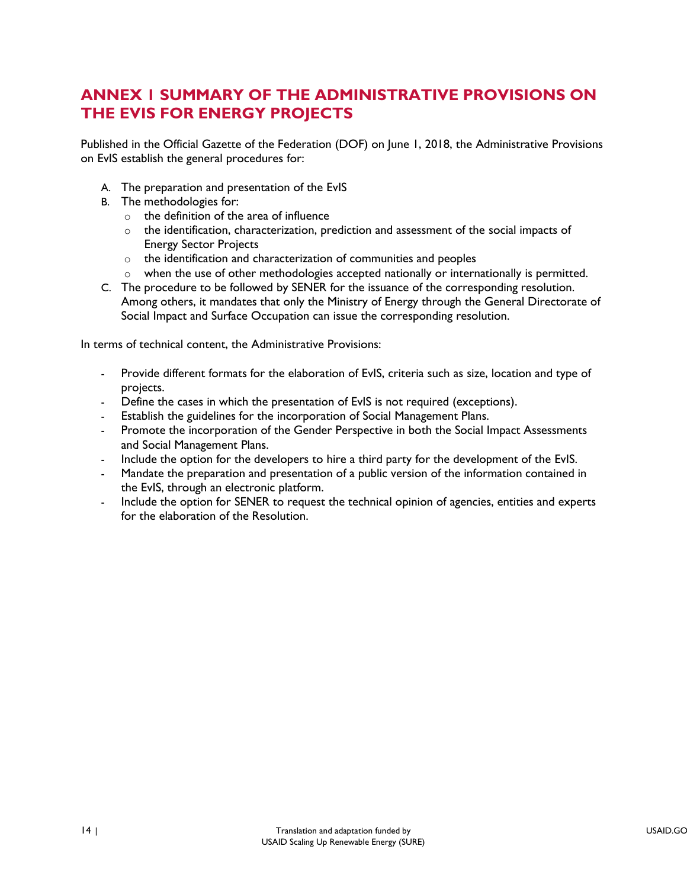# ANNEX 1 SUMMARY OF THE ADMINISTRATIVE PROVISIONS ON THE EVIS FOR ENERGY PROJECTS

Published in the Official Gazette of the Federation (DOF) on June 1, 2018, the Administrative Provisions on EvIS establish the general procedures for:

A. The preparation and presentation of the EvIS
B. The methodologies for:
   - the definition of the area of influence
   - the identification, characterization, prediction and assessment of the social impacts of Energy Sector Projects
   - the identification and characterization of communities and peoples
   - when the use of other methodologies accepted nationally or internationally is permitted.
C. The procedure to be followed by SENER for the issuance of the corresponding resolution. Among others, it mandates that only the Ministry of Energy through the General Directorate of Social Impact and Surface Occupation can issue the corresponding resolution.

In terms of technical content, the Administrative Provisions:

- Provide different formats for the elaboration of EvIS, criteria such as size, location and type of projects.
- Define the cases in which the presentation of EvIS is not required (exceptions).
- Establish the guidelines for the incorporation of Social Management Plans.
- Promote the incorporation of the Gender Perspective in both the Social Impact Assessments and Social Management Plans.
- Include the option for the developers to hire a third party for the development of the EvIS.
- Mandate the preparation and presentation of a public version of the information contained in the EvIS, through an electronic platform.
- Include the option for SENER to request the technical opinion of agencies, entities and experts for the elaboration of the Resolution.